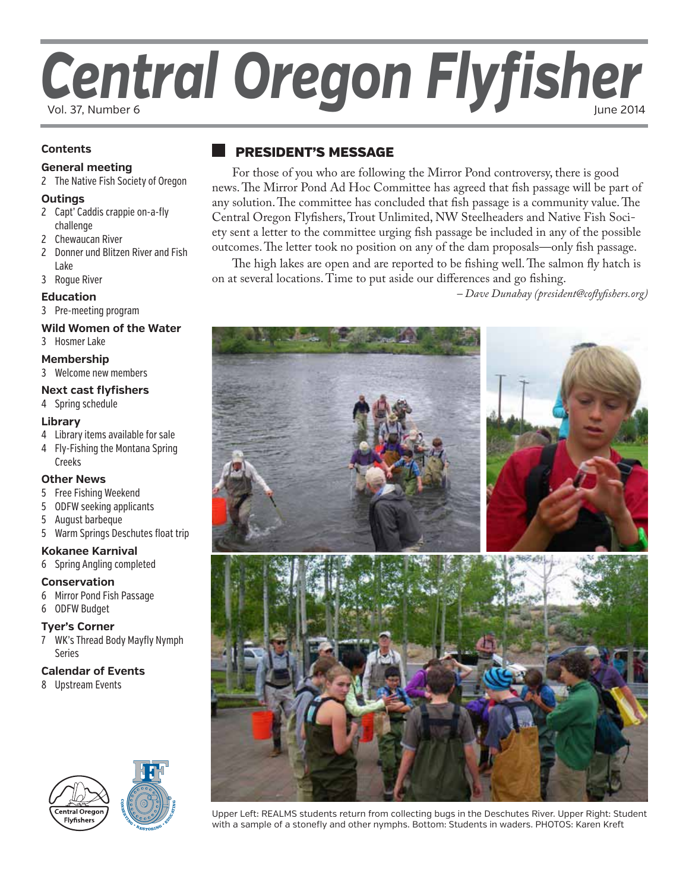# Central Oregon Flyfisher

Vol. 37, Number 6 June 2014

## Contents

**General meeting**
- 2 The Native Fish Society of Oregon

**Outings**
- 2 Capt' Caddis crappie on-a-fly challenge
- 2 Chewaucan River
- 2 Donner und Blitzen River and Fish Lake
- 3 Rogue River

**Education**
- 3 Pre-meeting program

**Wild Women of the Water**
- 3 Hosmer Lake

**Membership**
- 3 Welcome new members

**Next cast flyfishers**
- 4 Spring schedule

**Library**
- 4 Library items available for sale
- 4 Fly-Fishing the Montana Spring Creeks

**Other News**
- 5 Free Fishing Weekend
- 5 ODFW seeking applicants
- 5 August barbeque
- 5 Warm Springs Deschutes float trip

**Kokanee Karnival**
- 6 Spring Angling completed

**Conservation**
- 6 Mirror Pond Fish Passage
- 6 ODFW Budget

**Tyer's Corner**
- 7 WK's Thread Body Mayfly Nymph Series

**Calendar of Events**
- 8 Upstream Events

## PRESIDENT'S MESSAGE

For those of you who are following the Mirror Pond controversy, there is good news. The Mirror Pond Ad Hoc Committee has agreed that fish passage will be part of any solution. The committee has concluded that fish passage is a community value. The Central Oregon Flyfishers, Trout Unlimited, NW Steelheaders and Native Fish Society sent a letter to the committee urging fish passage be included in any of the possible outcomes. The letter took no position on any of the dam proposals—only fish passage.

The high lakes are open and are reported to be fishing well. The salmon fly hatch is on at several locations. Time to put aside our differences and go fishing.

*– Dave Dunahay (president@coflyfishers.org)*

Upper Left: REALMS students return from collecting bugs in the Deschutes River. Upper Right: Student with a sample of a stonefly and other nymphs. Bottom: Students in waders. PHOTOS: Karen Kreft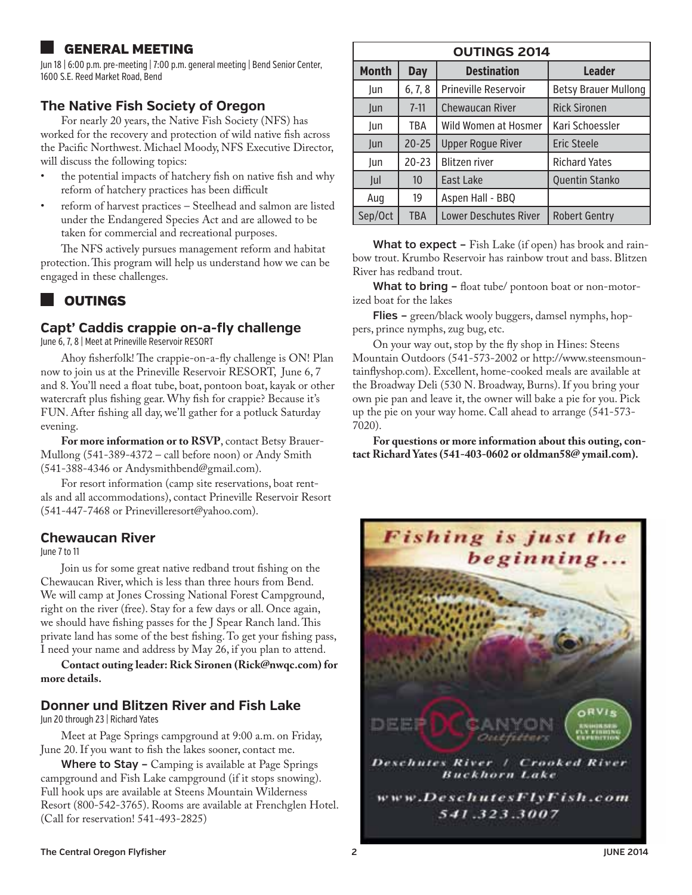## GENERAL MEETING

Jun 18 | 6:00 p.m. pre-meeting | 7:00 p.m. general meeting | Bend Senior Center, 1600 S.E. Reed Market Road, Bend

### The Native Fish Society of Oregon

For nearly 20 years, the Native Fish Society (NFS) has worked for the recovery and protection of wild native fish across the Pacific Northwest. Michael Moody, NFS Executive Director, will discuss the following topics:

- the potential impacts of hatchery fish on native fish and why reform of hatchery practices has been difficult
- reform of harvest practices – Steelhead and salmon are listed under the Endangered Species Act and are allowed to be taken for commercial and recreational purposes.

The NFS actively pursues management reform and habitat protection. This program will help us understand how we can be engaged in these challenges.

## OUTINGS

### Capt' Caddis crappie on-a-fly challenge

June 6, 7, 8 | Meet at Prineville Reservoir RESORT

Ahoy fisherfolk! The crappie-on-a-fly challenge is ON! Plan now to join us at the Prineville Reservoir RESORT, June 6, 7 and 8. You'll need a float tube, boat, pontoon boat, kayak or other watercraft plus fishing gear. Why fish for crappie? Because it's FUN. After fishing all day, we'll gather for a potluck Saturday evening.

**For more information or to RSVP**, contact Betsy Brauer-Mullong (541-389-4372 – call before noon) or Andy Smith (541-388-4346 or Andysmithbend@gmail.com).

For resort information (camp site reservations, boat rentals and all accommodations), contact Prineville Reservoir Resort (541-447-7468 or Prinevilleresort@yahoo.com).

### Chewaucan River

June 7 to 11

Join us for some great native redband trout fishing on the Chewaucan River, which is less than three hours from Bend. We will camp at Jones Crossing National Forest Campground, right on the river (free). Stay for a few days or all. Once again, we should have fishing passes for the J Spear Ranch land. This private land has some of the best fishing. To get your fishing pass, I need your name and address by May 26, if you plan to attend.

**Contact outing leader: Rick Sironen (Rick@nwqc.com) for more details.**

### Donner und Blitzen River and Fish Lake

Jun 20 through 23 | Richard Yates

Meet at Page Springs campground at 9:00 a.m. on Friday, June 20. If you want to fish the lakes sooner, contact me.

**Where to Stay –** Camping is available at Page Springs campground and Fish Lake campground (if it stops snowing). Full hook ups are available at Steens Mountain Wilderness Resort (800-542-3765). Rooms are available at Frenchglen Hotel. (Call for reservation! 541-493-2825)

| OUTINGS 2014 | | | |
|---|---|---|---|
| **Month** | **Day** | **Destination** | **Leader** |
| Jun | 6, 7, 8 | Prineville Reservoir | Betsy Brauer Mullong |
| Jun | 7-11 | Chewaucan River | Rick Sironen |
| Jun | TBA | Wild Women at Hosmer | Kari Schoessler |
| Jun | 20-25 | Upper Rogue River | Eric Steele |
| Jun | 20-23 | Blitzen river | Richard Yates |
| Jul | 10 | East Lake | Quentin Stanko |
| Aug | 19 | Aspen Hall - BBQ | |
| Sep/Oct | TBA | Lower Deschutes River | Robert Gentry |

**What to expect –** Fish Lake (if open) has brook and rainbow trout. Krumbo Reservoir has rainbow trout and bass. Blitzen River has redband trout.

**What to bring –** float tube/ pontoon boat or non-motorized boat for the lakes

**Flies –** green/black wooly buggers, damsel nymphs, hoppers, prince nymphs, zug bug, etc.

On your way out, stop by the fly shop in Hines: Steens Mountain Outdoors (541-573-2002 or http://www.steensmountainflyshop.com). Excellent, home-cooked meals are available at the Broadway Deli (530 N. Broadway, Burns). If you bring your own pie pan and leave it, the owner will bake a pie for you. Pick up the pie on your way home. Call ahead to arrange (541-573-7020).

**For questions or more information about this outing, contact Richard Yates (541-403-0602 or oldman58@ ymail.com).**

*Fishing is just the beginning...*

DEEP CANYON Outfitters

ORVIS ENDORSED FLY FISHING EXPEDITION

Deschutes River / Crooked River
Buckhorn Lake

www.DeschutesFlyFish.com
541.323.3007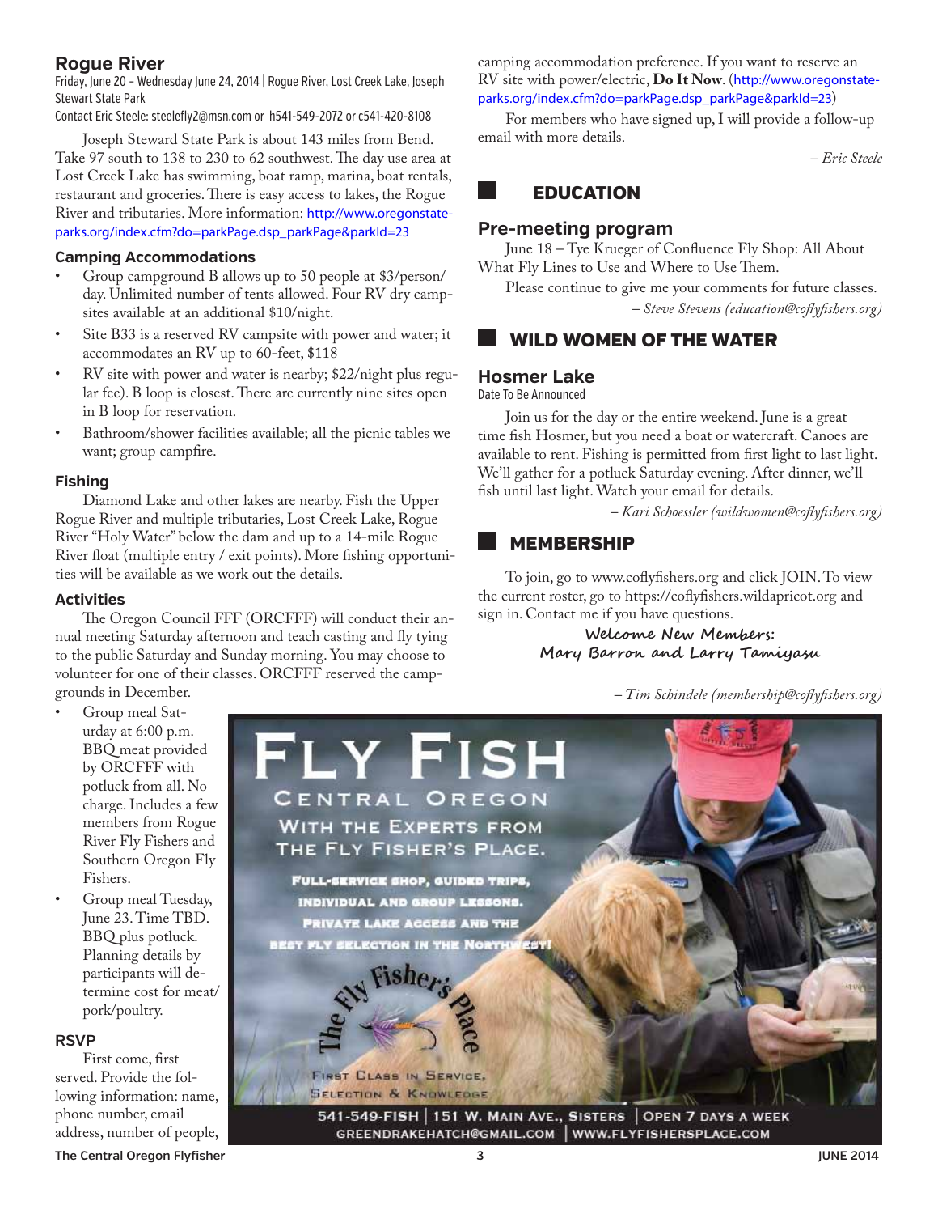## Rogue River

Friday, June 20 - Wednesday June 24, 2014 | Rogue River, Lost Creek Lake, Joseph Stewart State Park

Contact Eric Steele: steelefly2@msn.com or h541-549-2072 or c541-420-8108

Joseph Steward State Park is about 143 miles from Bend. Take 97 south to 138 to 230 to 62 southwest. The day use area at Lost Creek Lake has swimming, boat ramp, marina, boat rentals, restaurant and groceries. There is easy access to lakes, the Rogue River and tributaries. More information: http://www.oregonstateparks.org/index.cfm?do=parkPage.dsp_parkPage&parkId=23

### Camping Accommodations

- Group campground B allows up to 50 people at $3/person/day. Unlimited number of tents allowed. Four RV dry campsites available at an additional $10/night.
- Site B33 is a reserved RV campsite with power and water; it accommodates an RV up to 60-feet, $118
- RV site with power and water is nearby; $22/night plus regular fee). B loop is closest. There are currently nine sites open in B loop for reservation.
- Bathroom/shower facilities available; all the picnic tables we want; group campfire.

### Fishing

Diamond Lake and other lakes are nearby. Fish the Upper Rogue River and multiple tributaries, Lost Creek Lake, Rogue River "Holy Water" below the dam and up to a 14-mile Rogue River float (multiple entry / exit points). More fishing opportunities will be available as we work out the details.

### Activities

The Oregon Council FFF (ORCFFF) will conduct their annual meeting Saturday afternoon and teach casting and fly tying to the public Saturday and Sunday morning. You may choose to volunteer for one of their classes. ORCFFF reserved the campgrounds in December.

- Group meal Saturday at 6:00 p.m. BBQ meat provided by ORCFFF with potluck from all. No charge. Includes a few members from Rogue River Fly Fishers and Southern Oregon Fly Fishers.
- Group meal Tuesday, June 23. Time TBD. BBQ plus potluck. Planning details by participants will determine cost for meat/pork/poultry.

### RSVP

First come, first served. Provide the following information: name, phone number, email address, number of people, camping accommodation preference. If you want to reserve an RV site with power/electric, **Do It Now**. (http://www.oregonstateparks.org/index.cfm?do=parkPage.dsp_parkPage&parkId=23)

For members who have signed up, I will provide a follow-up email with more details.

*– Eric Steele*

## EDUCATION

### Pre-meeting program

June 18 – Tye Krueger of Confluence Fly Shop: All About What Fly Lines to Use and Where to Use Them.

Please continue to give me your comments for future classes.

*– Steve Stevens (education@coflyfishers.org)*

## WILD WOMEN OF THE WATER

### Hosmer Lake

Date To Be Announced

Join us for the day or the entire weekend. June is a great time fish Hosmer, but you need a boat or watercraft. Canoes are available to rent. Fishing is permitted from first light to last light. We'll gather for a potluck Saturday evening. After dinner, we'll fish until last light. Watch your email for details.

*– Kari Schoessler (wildwomen@coflyfishers.org)*

## MEMBERSHIP

To join, go to www.coflyfishers.org and click JOIN. To view the current roster, go to https://coflyfishers.wildapricot.org and sign in. Contact me if you have questions.

**Welcome New Members:**
**Mary Barron and Larry Tamiyasu**

*– Tim Schindele (membership@coflyfishers.org)*

FLY FISH
CENTRAL OREGON
WITH THE EXPERTS FROM
THE FLY FISHER'S PLACE.

FULL-SERVICE SHOP, GUIDED TRIPS,
INDIVIDUAL AND GROUP LESSONS.
PRIVATE LAKE ACCESS AND THE
BEST FLY SELECTION IN THE NORTHWEST!

The Fly Fisher's Place

FIRST CLASS IN SERVICE,
SELECTION & KNOWLEDGE

541-549-FISH | 151 W. MAIN AVE., SISTERS | OPEN 7 DAYS A WEEK
GREENDRAKEHATCH@GMAIL.COM | WWW.FLYFISHERSPLACE.COM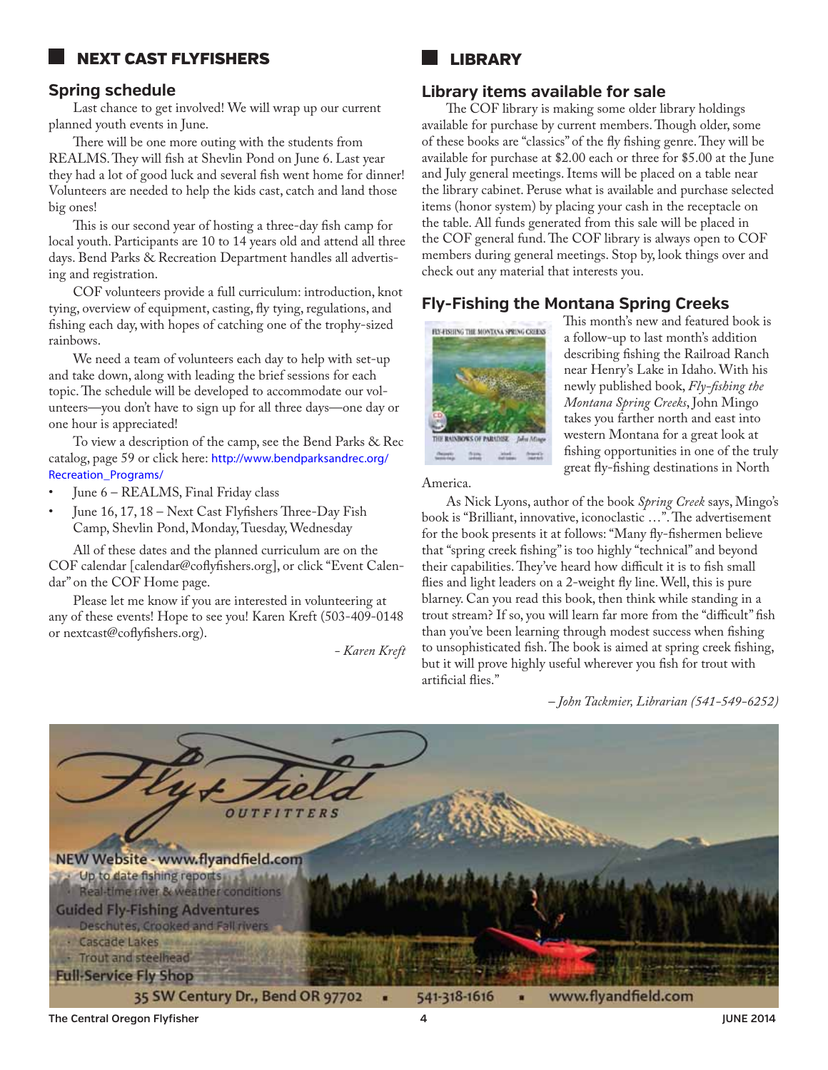## NEXT CAST FLYFISHERS

### Spring schedule

Last chance to get involved! We will wrap up our current planned youth events in June.

There will be one more outing with the students from REALMS. They will fish at Shevlin Pond on June 6. Last year they had a lot of good luck and several fish went home for dinner! Volunteers are needed to help the kids cast, catch and land those big ones!

This is our second year of hosting a three-day fish camp for local youth. Participants are 10 to 14 years old and attend all three days. Bend Parks & Recreation Department handles all advertising and registration.

COF volunteers provide a full curriculum: introduction, knot tying, overview of equipment, casting, fly tying, regulations, and fishing each day, with hopes of catching one of the trophy-sized rainbows.

We need a team of volunteers each day to help with set-up and take down, along with leading the brief sessions for each topic. The schedule will be developed to accommodate our volunteers—you don't have to sign up for all three days—one day or one hour is appreciated!

To view a description of the camp, see the Bend Parks & Rec catalog, page 59 or click here: http://www.bendparksandrec.org/Recreation_Programs/

- June 6 – REALMS, Final Friday class
- June 16, 17, 18 – Next Cast Flyfishers Three-Day Fish Camp, Shevlin Pond, Monday, Tuesday, Wednesday

All of these dates and the planned curriculum are on the COF calendar [calendar@coflyfishers.org], or click "Event Calendar" on the COF Home page.

Please let me know if you are interested in volunteering at any of these events! Hope to see you! Karen Kreft (503-409-0148 or nextcast@coflyfishers.org).

*- Karen Kreft*

## LIBRARY

### Library items available for sale

The COF library is making some older library holdings available for purchase by current members. Though older, some of these books are "classics" of the fly fishing genre. They will be available for purchase at $2.00 each or three for $5.00 at the June and July general meetings. Items will be placed on a table near the library cabinet. Peruse what is available and purchase selected items (honor system) by placing your cash in the receptacle on the table. All funds generated from this sale will be placed in the COF general fund. The COF library is always open to COF members during general meetings. Stop by, look things over and check out any material that interests you.

### Fly-Fishing the Montana Spring Creeks

This month's new and featured book is a follow-up to last month's addition describing fishing the Railroad Ranch near Henry's Lake in Idaho. With his newly published book, *Fly-fishing the Montana Spring Creeks*, John Mingo takes you farther north and east into western Montana for a great look at fishing opportunities in one of the truly great fly-fishing destinations in North America.

As Nick Lyons, author of the book *Spring Creek* says, Mingo's book is "Brilliant, innovative, iconoclastic …". The advertisement for the book presents it at follows: "Many fly-fishermen believe that "spring creek fishing" is too highly "technical" and beyond their capabilities. They've heard how difficult it is to fish small flies and light leaders on a 2-weight fly line. Well, this is pure blarney. Can you read this book, then think while standing in a trout stream? If so, you will learn far more from the "difficult" fish than you've been learning through modest success when fishing to unsophisticated fish. The book is aimed at spring creek fishing, but it will prove highly useful wherever you fish for trout with artificial flies."

*– John Tackmier, Librarian (541-549-6252)*

Fly & Field OUTFITTERS

NEW Website - www.flyandfield.com
- Up to date fishing reports
- Real-time river & weather conditions

Guided Fly-Fishing Adventures
- Deschutes, Crooked and Fall rivers
- Cascade Lakes
- Trout and steelhead

Full-Service Fly Shop

35 SW Century Dr., Bend OR 97702 ▪ 541-318-1616 ▪ www.flyandfield.com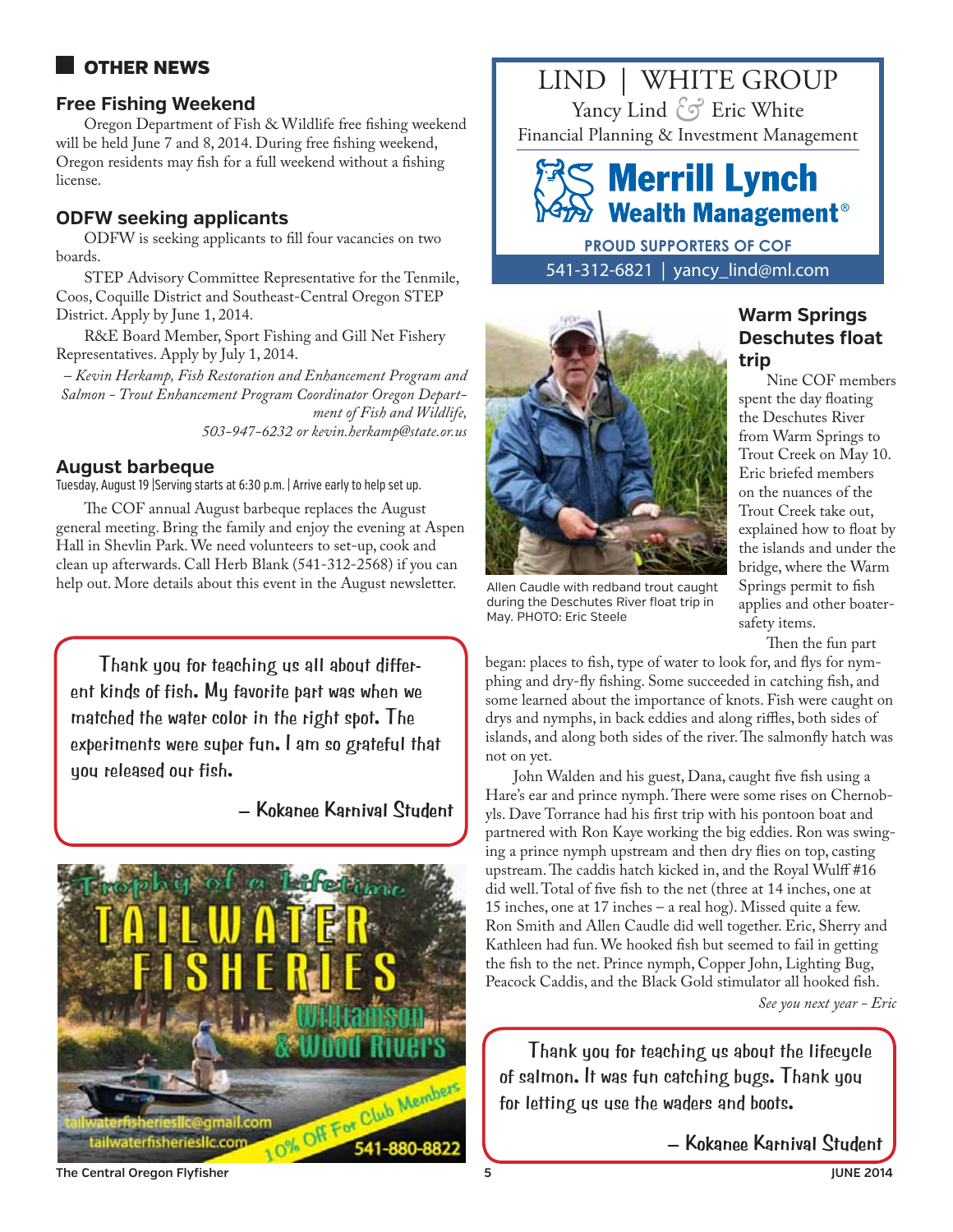## OTHER NEWS

### Free Fishing Weekend

Oregon Department of Fish & Wildlife free fishing weekend will be held June 7 and 8, 2014. During free fishing weekend, Oregon residents may fish for a full weekend without a fishing license.

### ODFW seeking applicants

ODFW is seeking applicants to fill four vacancies on two boards.

STEP Advisory Committee Representative for the Tenmile, Coos, Coquille District and Southeast-Central Oregon STEP District. Apply by June 1, 2014.

R&E Board Member, Sport Fishing and Gill Net Fishery Representatives. Apply by July 1, 2014.

*– Kevin Herkamp, Fish Restoration and Enhancement Program and Salmon - Trout Enhancement Program Coordinator Oregon Department of Fish and Wildlife, 503-947-6232 or kevin.herkamp@state.or.us*

### August barbeque

Tuesday, August 19 |Serving starts at 6:30 p.m. | Arrive early to help set up.

The COF annual August barbeque replaces the August general meeting. Bring the family and enjoy the evening at Aspen Hall in Shevlin Park. We need volunteers to set-up, cook and clean up afterwards. Call Herb Blank (541-312-2568) if you can help out. More details about this event in the August newsletter.

> Thank you for teaching us all about different kinds of fish. My favorite part was when we matched the water color in the right spot. The experiments were super fun. I am so grateful that you released our fish.
>
> – Kokanee Karnival Student

Trophy of a Lifetime
TAILWATER FISHERIES
Williamson & Wood Rivers
tailwaterfisheriesllc@gmail.com
tailwaterfisheriesllc.com
10% Off For Club Members
541-880-8822

LIND | WHITE GROUP
Yancy Lind & Eric White
Financial Planning & Investment Management
Merrill Lynch Wealth Management®
PROUD SUPPORTERS OF COF
541-312-6821 | yancy_lind@ml.com

Allen Caudle with redband trout caught during the Deschutes River float trip in May. PHOTO: Eric Steele

### Warm Springs Deschutes float trip

Nine COF members spent the day floating the Deschutes River from Warm Springs to Trout Creek on May 10. Eric briefed members on the nuances of the Trout Creek take out, explained how to float by the islands and under the bridge, where the Warm Springs permit to fish applies and other boater-safety items.

Then the fun part began: places to fish, type of water to look for, and flys for nymphing and dry-fly fishing. Some succeeded in catching fish, and some learned about the importance of knots. Fish were caught on drys and nymphs, in back eddies and along riffles, both sides of islands, and along both sides of the river. The salmonfly hatch was not on yet.

John Walden and his guest, Dana, caught five fish using a Hare's ear and prince nymph. There were some rises on Chernobyls. Dave Torrance had his first trip with his pontoon boat and partnered with Ron Kaye working the big eddies. Ron was swinging a prince nymph upstream and then dry flies on top, casting upstream. The caddis hatch kicked in, and the Royal Wulff #16 did well. Total of five fish to the net (three at 14 inches, one at 15 inches, one at 17 inches – a real hog). Missed quite a few. Ron Smith and Allen Caudle did well together. Eric, Sherry and Kathleen had fun. We hooked fish but seemed to fail in getting the fish to the net. Prince nymph, Copper John, Lighting Bug, Peacock Caddis, and the Black Gold stimulator all hooked fish.

*See you next year - Eric*

> Thank you for teaching us about the lifecycle of salmon. It was fun catching bugs. Thank you for letting us use the waders and boots.
>
> – Kokanee Karnival Student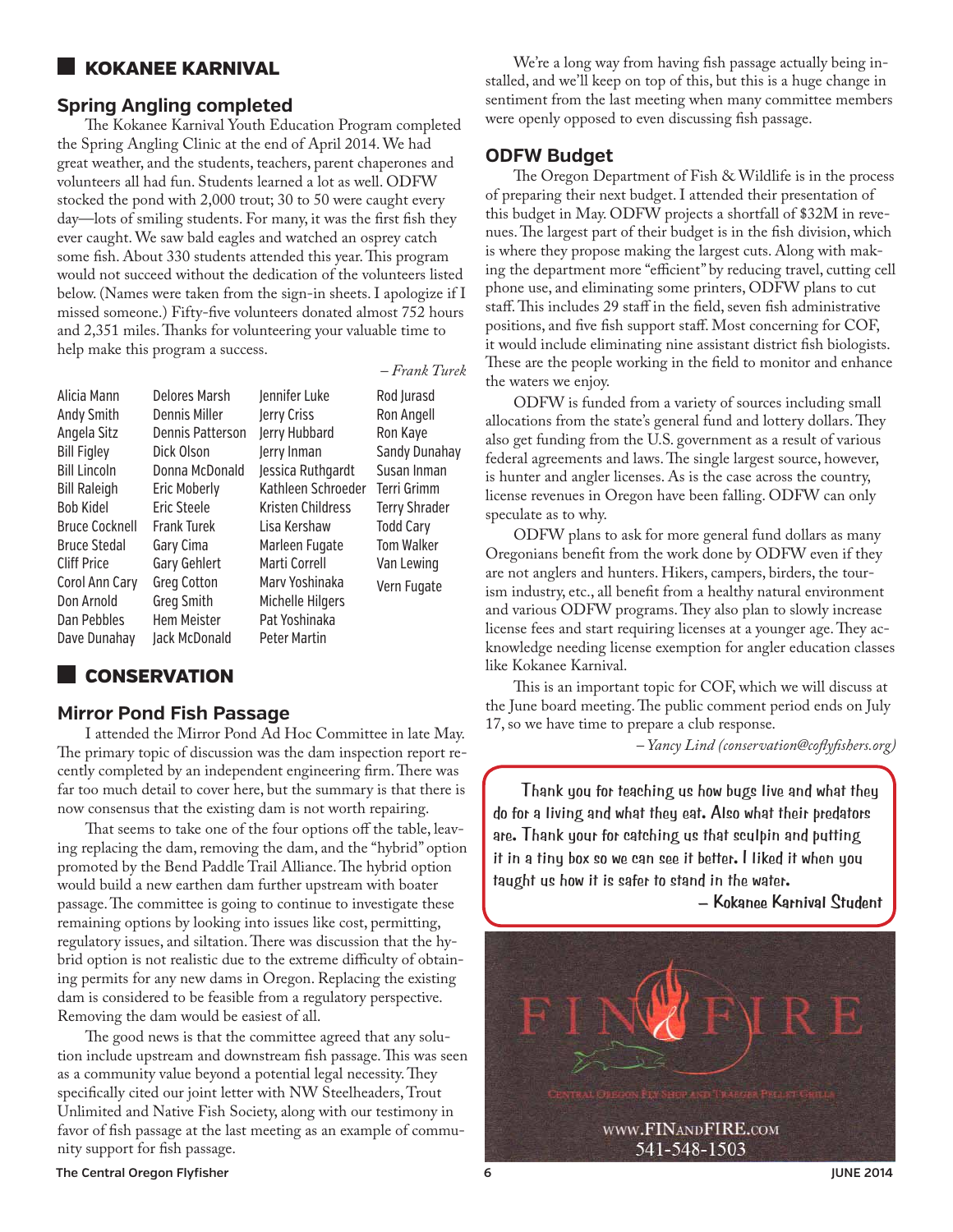## KOKANEE KARNIVAL

### Spring Angling completed

The Kokanee Karnival Youth Education Program completed the Spring Angling Clinic at the end of April 2014. We had great weather, and the students, teachers, parent chaperones and volunteers all had fun. Students learned a lot as well. ODFW stocked the pond with 2,000 trout; 30 to 50 were caught every day—lots of smiling students. For many, it was the first fish they ever caught. We saw bald eagles and watched an osprey catch some fish. About 330 students attended this year. This program would not succeed without the dedication of the volunteers listed below. (Names were taken from the sign-in sheets. I apologize if I missed someone.) Fifty-five volunteers donated almost 752 hours and 2,351 miles. Thanks for volunteering your valuable time to help make this program a success.

*– Frank Turek*

| | | | |
|---|---|---|---|
| Alicia Mann | Delores Marsh | Jennifer Luke | Rod Jurasd |
| Andy Smith | Dennis Miller | Jerry Criss | Ron Angell |
| Angela Sitz | Dennis Patterson | Jerry Hubbard | Ron Kaye |
| Bill Figley | Dick Olson | Jerry Inman | Sandy Dunahay |
| Bill Lincoln | Donna McDonald | Jessica Ruthgardt | Susan Inman |
| Bill Raleigh | Eric Moberly | Kathleen Schroeder | Terri Grimm |
| Bob Kidel | Eric Steele | Kristen Childress | Terry Shrader |
| Bruce Cocknell | Frank Turek | Lisa Kershaw | Todd Cary |
| Bruce Stedal | Gary Cima | Marleen Fugate | Tom Walker |
| Cliff Price | Gary Gehlert | Marti Correll | Van Lewing |
| Corol Ann Cary | Greg Cotton | Marv Yoshinaka | Vern Fugate |
| Don Arnold | Greg Smith | Michelle Hilgers | |
| Dan Pebbles | Hem Meister | Pat Yoshinaka | |
| Dave Dunahay | Jack McDonald | Peter Martin | |

## CONSERVATION

### Mirror Pond Fish Passage

I attended the Mirror Pond Ad Hoc Committee in late May. The primary topic of discussion was the dam inspection report recently completed by an independent engineering firm. There was far too much detail to cover here, but the summary is that there is now consensus that the existing dam is not worth repairing.

That seems to take one of the four options off the table, leaving replacing the dam, removing the dam, and the "hybrid" option promoted by the Bend Paddle Trail Alliance. The hybrid option would build a new earthen dam further upstream with boater passage. The committee is going to continue to investigate these remaining options by looking into issues like cost, permitting, regulatory issues, and siltation. There was discussion that the hybrid option is not realistic due to the extreme difficulty of obtaining permits for any new dams in Oregon. Replacing the existing dam is considered to be feasible from a regulatory perspective. Removing the dam would be easiest of all.

The good news is that the committee agreed that any solution include upstream and downstream fish passage. This was seen as a community value beyond a potential legal necessity. They specifically cited our joint letter with NW Steelheaders, Trout Unlimited and Native Fish Society, along with our testimony in favor of fish passage at the last meeting as an example of community support for fish passage.

We're a long way from having fish passage actually being installed, and we'll keep on top of this, but this is a huge change in sentiment from the last meeting when many committee members were openly opposed to even discussing fish passage.

### ODFW Budget

The Oregon Department of Fish & Wildlife is in the process of preparing their next budget. I attended their presentation of this budget in May. ODFW projects a shortfall of $32M in revenues. The largest part of their budget is in the fish division, which is where they propose making the largest cuts. Along with making the department more "efficient" by reducing travel, cutting cell phone use, and eliminating some printers, ODFW plans to cut staff. This includes 29 staff in the field, seven fish administrative positions, and five fish support staff. Most concerning for COF, it would include eliminating nine assistant district fish biologists. These are the people working in the field to monitor and enhance the waters we enjoy.

ODFW is funded from a variety of sources including small allocations from the state's general fund and lottery dollars. They also get funding from the U.S. government as a result of various federal agreements and laws. The single largest source, however, is hunter and angler licenses. As is the case across the country, license revenues in Oregon have been falling. ODFW can only speculate as to why.

ODFW plans to ask for more general fund dollars as many Oregonians benefit from the work done by ODFW even if they are not anglers and hunters. Hikers, campers, birders, the tourism industry, etc., all benefit from a healthy natural environment and various ODFW programs. They also plan to slowly increase license fees and start requiring licenses at a younger age. They acknowledge needing license exemption for angler education classes like Kokanee Karnival.

This is an important topic for COF, which we will discuss at the June board meeting. The public comment period ends on July 17, so we have time to prepare a club response.

*– Yancy Lind (conservation@coflyfishers.org)*

Thank you for teaching us how bugs live and what they do for a living and what they eat. Also what their predators are. Thank your for catching us that sculpin and putting it in a tiny box so we can see it better. I liked it when you taught us how it is safer to stand in the water.

– Kokanee Karnival Student

FIN & FIRE

Central Oregon Fly Shop and Traeger Pellet Grills

www.FINandFIRE.com
541-548-1503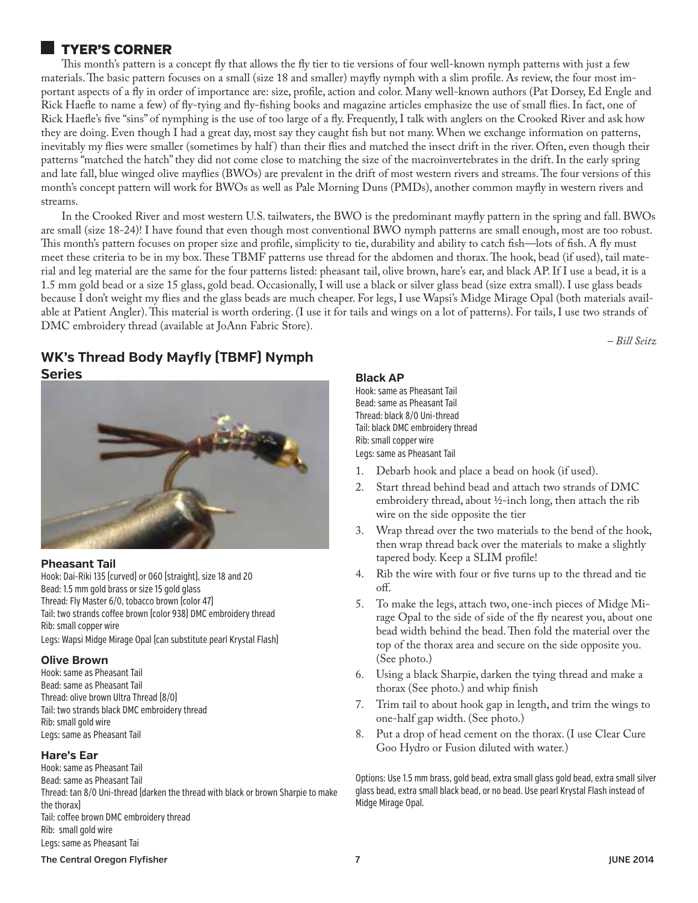## TYER'S CORNER

This month's pattern is a concept fly that allows the fly tier to tie versions of four well-known nymph patterns with just a few materials. The basic pattern focuses on a small (size 18 and smaller) mayfly nymph with a slim profile. As review, the four most important aspects of a fly in order of importance are: size, profile, action and color. Many well-known authors (Pat Dorsey, Ed Engle and Rick Haefle to name a few) of fly-tying and fly-fishing books and magazine articles emphasize the use of small flies. In fact, one of Rick Haefle's five "sins" of nymphing is the use of too large of a fly. Frequently, I talk with anglers on the Crooked River and ask how they are doing. Even though I had a great day, most say they caught fish but not many. When we exchange information on patterns, inevitably my flies were smaller (sometimes by half) than their flies and matched the insect drift in the river. Often, even though their patterns "matched the hatch" they did not come close to matching the size of the macroinvertebrates in the drift. In the early spring and late fall, blue winged olive mayflies (BWOs) are prevalent in the drift of most western rivers and streams. The four versions of this month's concept pattern will work for BWOs as well as Pale Morning Duns (PMDs), another common mayfly in western rivers and streams.

In the Crooked River and most western U.S. tailwaters, the BWO is the predominant mayfly pattern in the spring and fall. BWOs are small (size 18-24)! I have found that even though most conventional BWO nymph patterns are small enough, most are too robust. This month's pattern focuses on proper size and profile, simplicity to tie, durability and ability to catch fish—lots of fish. A fly must meet these criteria to be in my box. These TBMF patterns use thread for the abdomen and thorax. The hook, bead (if used), tail material and leg material are the same for the four patterns listed: pheasant tail, olive brown, hare's ear, and black AP. If I use a bead, it is a 1.5 mm gold bead or a size 15 glass, gold bead. Occasionally, I will use a black or silver glass bead (size extra small). I use glass beads because I don't weight my flies and the glass beads are much cheaper. For legs, I use Wapsi's Midge Mirage Opal (both materials available at Patient Angler). This material is worth ordering. (I use it for tails and wings on a lot of patterns). For tails, I use two strands of DMC embroidery thread (available at JoAnn Fabric Store).

*– Bill Seitz*

### WK's Thread Body Mayfly (TBMF) Nymph Series

#### Pheasant Tail

Hook: Dai-Riki 135 (curved) or 060 (straight), size 18 and 20
Bead: 1.5 mm gold brass or size 15 gold glass
Thread: Fly Master 6/0, tobacco brown (color 47)
Tail: two strands coffee brown (color 938) DMC embroidery thread
Rib: small copper wire
Legs: Wapsi Midge Mirage Opal (can substitute pearl Krystal Flash)

#### Olive Brown

Hook: same as Pheasant Tail
Bead: same as Pheasant Tail
Thread: olive brown Ultra Thread (8/0)
Tail: two strands black DMC embroidery thread
Rib: small gold wire
Legs: same as Pheasant Tail

#### Hare's Ear

Hook: same as Pheasant Tail
Bead: same as Pheasant Tail
Thread: tan 8/0 Uni-thread (darken the thread with black or brown Sharpie to make the thorax)
Tail: coffee brown DMC embroidery thread
Rib: small gold wire
Legs: same as Pheasant Tai

#### Black AP

Hook: same as Pheasant Tail
Bead: same as Pheasant Tail
Thread: black 8/0 Uni-thread
Tail: black DMC embroidery thread
Rib: small copper wire
Legs: same as Pheasant Tail

1. Debarb hook and place a bead on hook (if used).
2. Start thread behind bead and attach two strands of DMC embroidery thread, about ½-inch long, then attach the rib wire on the side opposite the tier
3. Wrap thread over the two materials to the bend of the hook, then wrap thread back over the materials to make a slightly tapered body. Keep a SLIM profile!
4. Rib the wire with four or five turns up to the thread and tie off.
5. To make the legs, attach two, one-inch pieces of Midge Mirage Opal to the side of side of the fly nearest you, about one bead width behind the bead. Then fold the material over the top of the thorax area and secure on the side opposite you. (See photo.)
6. Using a black Sharpie, darken the tying thread and make a thorax (See photo.) and whip finish
7. Trim tail to about hook gap in length, and trim the wings to one-half gap width. (See photo.)
8. Put a drop of head cement on the thorax. (I use Clear Cure Goo Hydro or Fusion diluted with water.)

Options: Use 1.5 mm brass, gold bead, extra small glass gold bead, extra small silver glass bead, extra small black bead, or no bead. Use pearl Krystal Flash instead of Midge Mirage Opal.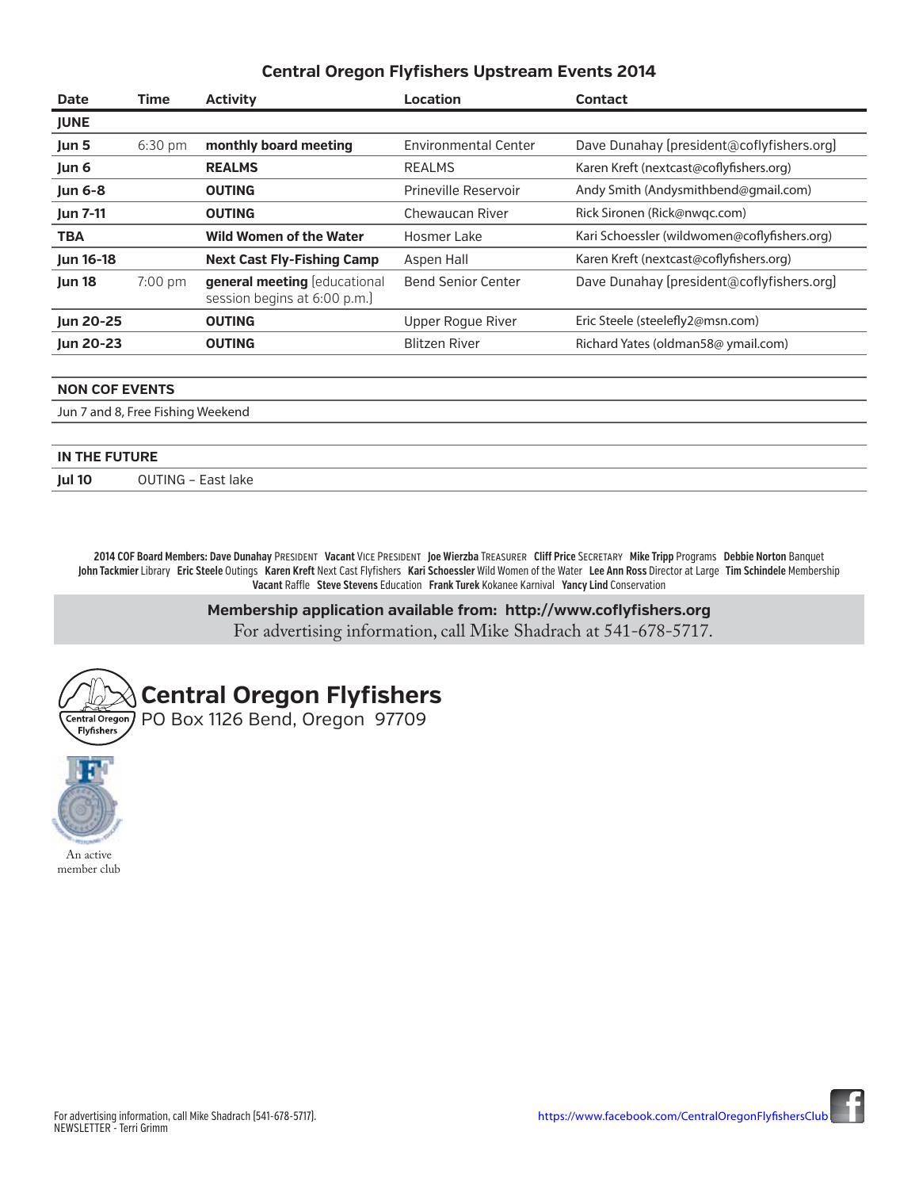## Central Oregon Flyfishers Upstream Events 2014

| Date | Time | Activity | Location | Contact |
|---|---|---|---|---|
| **JUNE** | | | | |
| **Jun 5** | 6:30 pm | **monthly board meeting** | Environmental Center | Dave Dunahay [president@coflyfishers.org] |
| **Jun 6** | | **REALMS** | REALMS | Karen Kreft (nextcast@coflyfishers.org) |
| **Jun 6-8** | | **OUTING** | Prineville Reservoir | Andy Smith (Andysmithbend@gmail.com) |
| **Jun 7-11** | | **OUTING** | Chewaucan River | Rick Sironen (Rick@nwqc.com) |
| **TBA** | | **Wild Women of the Water** | Hosmer Lake | Kari Schoessler (wildwomen@coflyfishers.org) |
| **Jun 16-18** | | **Next Cast Fly-Fishing Camp** | Aspen Hall | Karen Kreft (nextcast@coflyfishers.org) |
| **Jun 18** | 7:00 pm | **general meeting** [educational session begins at 6:00 p.m.] | Bend Senior Center | Dave Dunahay [president@coflyfishers.org] |
| **Jun 20-25** | | **OUTING** | Upper Rogue River | Eric Steele (steelefly2@msn.com) |
| **Jun 20-23** | | **OUTING** | Blitzen River | Richard Yates (oldman58@ ymail.com) |

**NON COF EVENTS**

Jun 7 and 8, Free Fishing Weekend

**IN THE FUTURE**

**Jul 10** OUTING – East lake

**2014 COF Board Members: Dave Dunahay** President **Vacant** Vice President **Joe Wierzba** Treasurer **Cliff Price** Secretary **Mike Tripp** Programs **Debbie Norton** Banquet **John Tackmier** Library **Eric Steele** Outings **Karen Kreft** Next Cast Flyfishers **Kari Schoessler** Wild Women of the Water **Lee Ann Ross** Director at Large **Tim Schindele** Membership **Vacant** Raffle **Steve Stevens** Education **Frank Turek** Kokanee Karnival **Yancy Lind** Conservation

**Membership application available from: http://www.coflyfishers.org**

For advertising information, call Mike Shadrach at 541-678-5717.

**Central Oregon Flyfishers**

PO Box 1126 Bend, Oregon 97709

An active member club

For advertising information, call Mike Shadrach (541-678-5717).
NEWSLETTER - Terri Grimm

https://www.facebook.com/CentralOregonFlyfishersClub